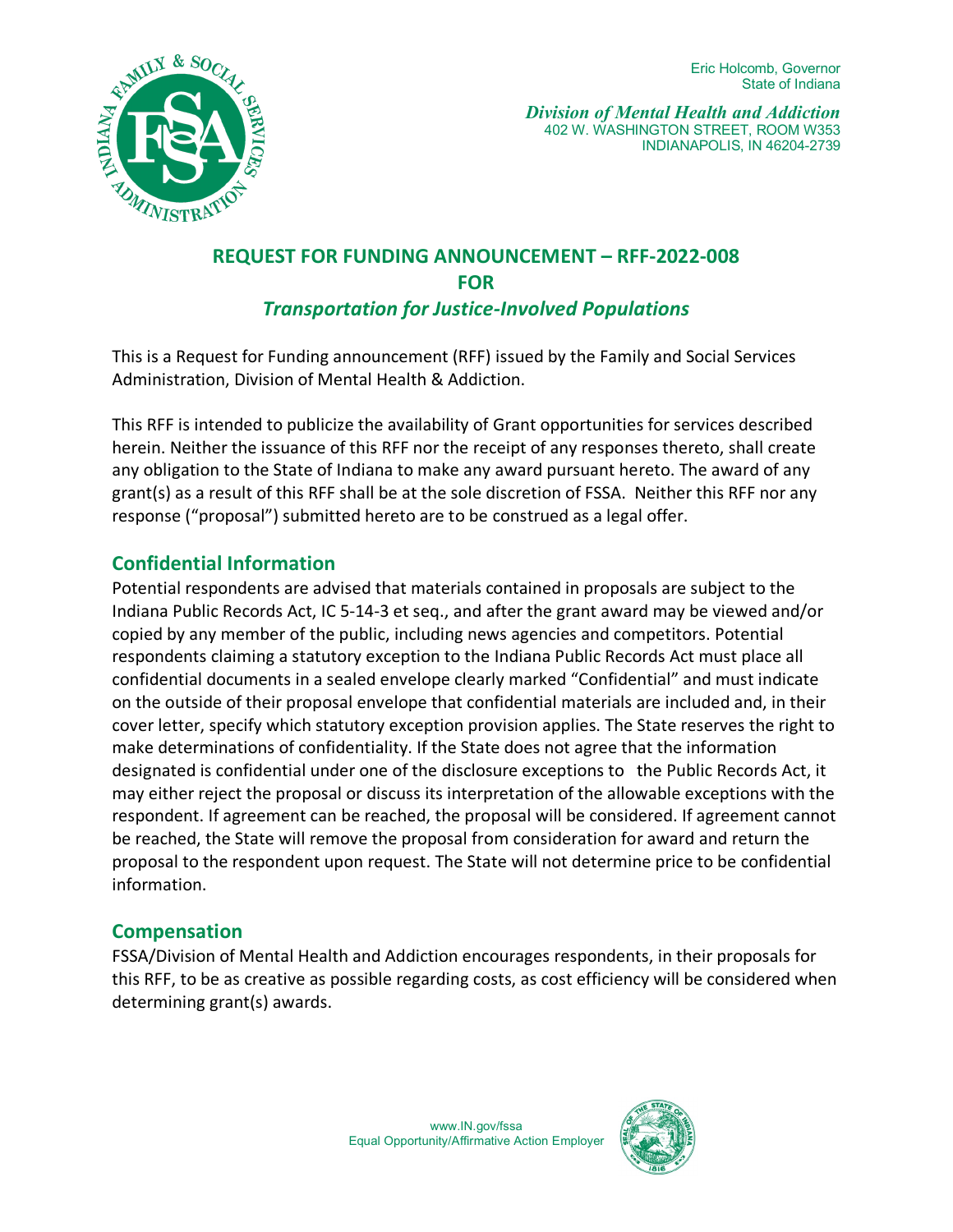Eric Holcomb, Governor
State of Indiana

*Division of Mental Health and Addiction*
402 W. WASHINGTON STREET, ROOM W353
INDIANAPOLIS, IN 46204-2739

# REQUEST FOR FUNDING ANNOUNCEMENT – RFF-2022-008
# FOR
# *Transportation for Justice-Involved Populations*

This is a Request for Funding announcement (RFF) issued by the Family and Social Services Administration, Division of Mental Health & Addiction.

This RFF is intended to publicize the availability of Grant opportunities for services described herein. Neither the issuance of this RFF nor the receipt of any responses thereto, shall create any obligation to the State of Indiana to make any award pursuant hereto. The award of any grant(s) as a result of this RFF shall be at the sole discretion of FSSA. Neither this RFF nor any response ("proposal") submitted hereto are to be construed as a legal offer.

## Confidential Information

Potential respondents are advised that materials contained in proposals are subject to the Indiana Public Records Act, IC 5-14-3 et seq., and after the grant award may be viewed and/or copied by any member of the public, including news agencies and competitors. Potential respondents claiming a statutory exception to the Indiana Public Records Act must place all confidential documents in a sealed envelope clearly marked "Confidential" and must indicate on the outside of their proposal envelope that confidential materials are included and, in their cover letter, specify which statutory exception provision applies. The State reserves the right to make determinations of confidentiality. If the State does not agree that the information designated is confidential under one of the disclosure exceptions to the Public Records Act, it may either reject the proposal or discuss its interpretation of the allowable exceptions with the respondent. If agreement can be reached, the proposal will be considered. If agreement cannot be reached, the State will remove the proposal from consideration for award and return the proposal to the respondent upon request. The State will not determine price to be confidential information.

## Compensation

FSSA/Division of Mental Health and Addiction encourages respondents, in their proposals for this RFF, to be as creative as possible regarding costs, as cost efficiency will be considered when determining grant(s) awards.

www.IN.gov/fssa
Equal Opportunity/Affirmative Action Employer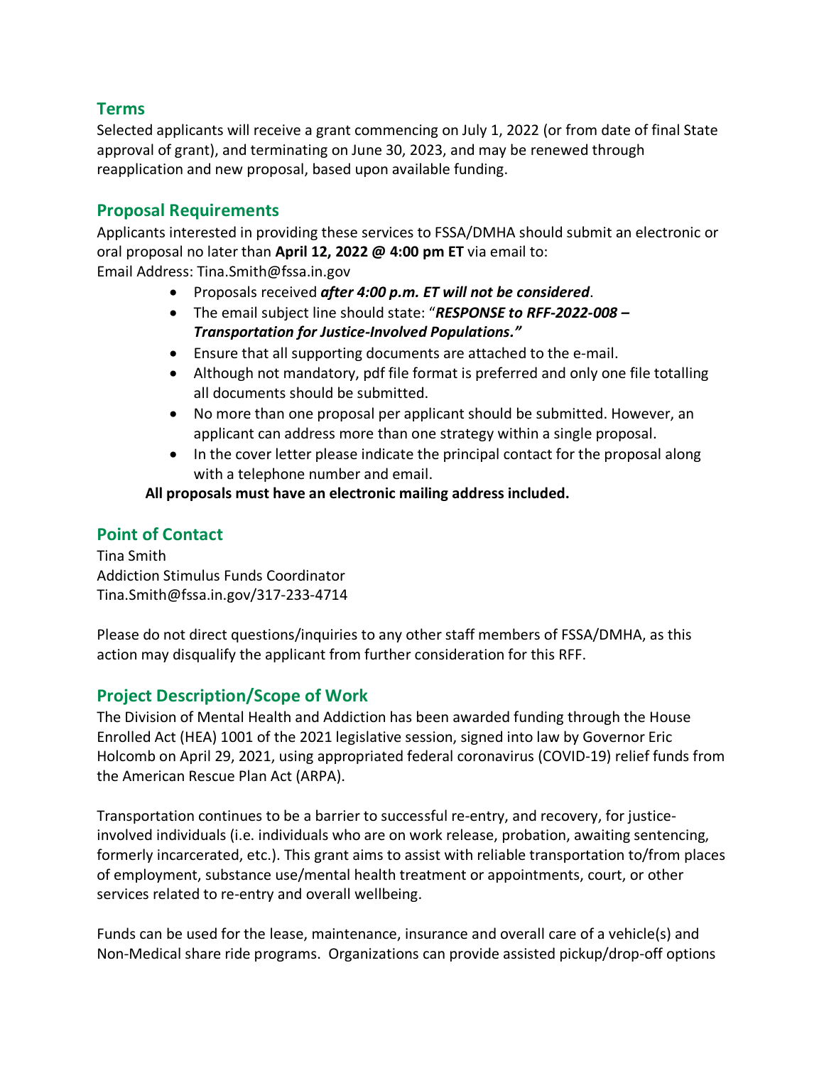## Terms

Selected applicants will receive a grant commencing on July 1, 2022 (or from date of final State approval of grant), and terminating on June 30, 2023, and may be renewed through reapplication and new proposal, based upon available funding.

## Proposal Requirements

Applicants interested in providing these services to FSSA/DMHA should submit an electronic or oral proposal no later than **April 12, 2022 @ 4:00 pm ET** via email to:
Email Address: Tina.Smith@fssa.in.gov

- Proposals received ***after 4:00 p.m. ET will not be considered***.
- The email subject line should state: "***RESPONSE to RFF-2022-008 – Transportation for Justice-Involved Populations.***"
- Ensure that all supporting documents are attached to the e-mail.
- Although not mandatory, pdf file format is preferred and only one file totalling all documents should be submitted.
- No more than one proposal per applicant should be submitted. However, an applicant can address more than one strategy within a single proposal.
- In the cover letter please indicate the principal contact for the proposal along with a telephone number and email.

**All proposals must have an electronic mailing address included.**

## Point of Contact

Tina Smith
Addiction Stimulus Funds Coordinator
Tina.Smith@fssa.in.gov/317-233-4714

Please do not direct questions/inquiries to any other staff members of FSSA/DMHA, as this action may disqualify the applicant from further consideration for this RFF.

## Project Description/Scope of Work

The Division of Mental Health and Addiction has been awarded funding through the House Enrolled Act (HEA) 1001 of the 2021 legislative session, signed into law by Governor Eric Holcomb on April 29, 2021, using appropriated federal coronavirus (COVID-19) relief funds from the American Rescue Plan Act (ARPA).

Transportation continues to be a barrier to successful re-entry, and recovery, for justice-involved individuals (i.e. individuals who are on work release, probation, awaiting sentencing, formerly incarcerated, etc.). This grant aims to assist with reliable transportation to/from places of employment, substance use/mental health treatment or appointments, court, or other services related to re-entry and overall wellbeing.

Funds can be used for the lease, maintenance, insurance and overall care of a vehicle(s) and Non-Medical share ride programs. Organizations can provide assisted pickup/drop-off options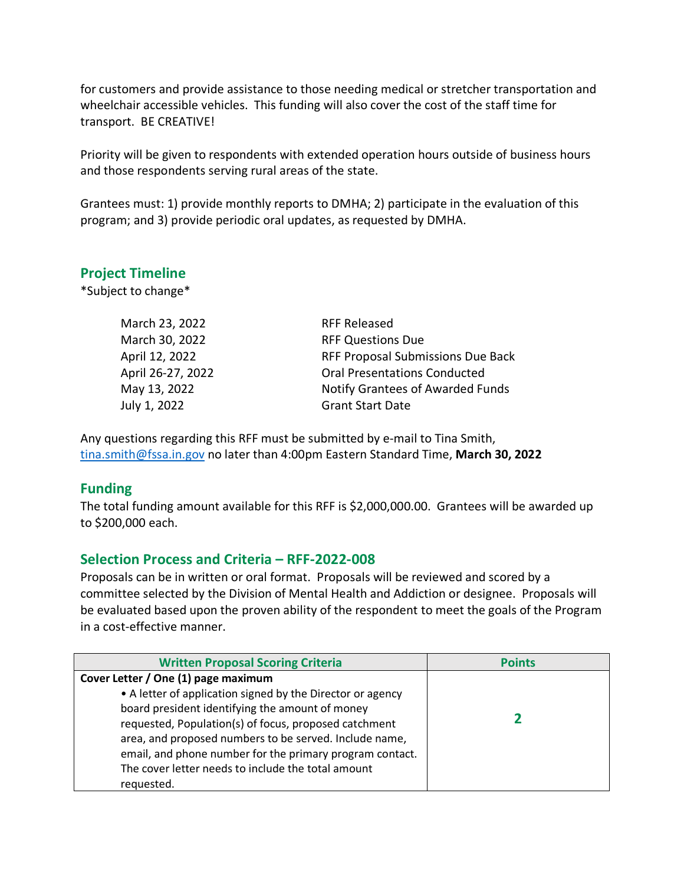for customers and provide assistance to those needing medical or stretcher transportation and wheelchair accessible vehicles. This funding will also cover the cost of the staff time for transport. BE CREATIVE!

Priority will be given to respondents with extended operation hours outside of business hours and those respondents serving rural areas of the state.

Grantees must: 1) provide monthly reports to DMHA; 2) participate in the evaluation of this program; and 3) provide periodic oral updates, as requested by DMHA.

## Project Timeline

*Subject to change*

| | |
|---|---|
| March 23, 2022 | RFF Released |
| March 30, 2022 | RFF Questions Due |
| April 12, 2022 | RFF Proposal Submissions Due Back |
| April 26-27, 2022 | Oral Presentations Conducted |
| May 13, 2022 | Notify Grantees of Awarded Funds |
| July 1, 2022 | Grant Start Date |

Any questions regarding this RFF must be submitted by e-mail to Tina Smith, [tina.smith@fssa.in.gov](mailto:tina.smith@fssa.in.gov) no later than 4:00pm Eastern Standard Time, **March 30, 2022**

## Funding

The total funding amount available for this RFF is $2,000,000.00. Grantees will be awarded up to $200,000 each.

## Selection Process and Criteria – RFF-2022-008

Proposals can be in written or oral format. Proposals will be reviewed and scored by a committee selected by the Division of Mental Health and Addiction or designee. Proposals will be evaluated based upon the proven ability of the respondent to meet the goals of the Program in a cost-effective manner.

| Written Proposal Scoring Criteria | Points |
|---|---|
| **Cover Letter / One (1) page maximum**<br>• A letter of application signed by the Director or agency board president identifying the amount of money requested, Population(s) of focus, proposed catchment area, and proposed numbers to be served. Include name, email, and phone number for the primary program contact. The cover letter needs to include the total amount requested. | **2** |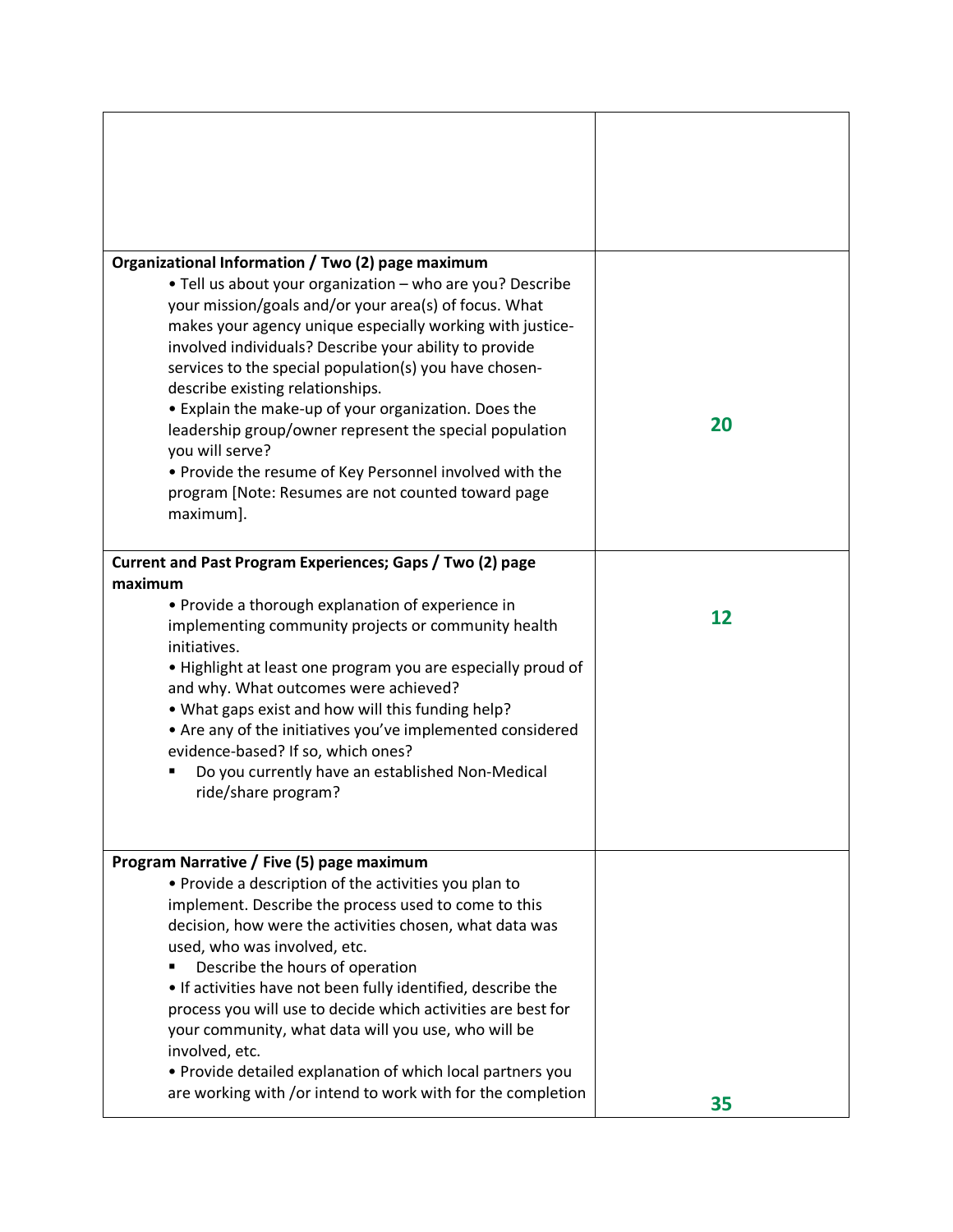| | |
|---|---|
| | |
| **Organizational Information / Two (2) page maximum**<br>• Tell us about your organization – who are you? Describe your mission/goals and/or your area(s) of focus. What makes your agency unique especially working with justice-involved individuals? Describe your ability to provide services to the special population(s) you have chosen- describe existing relationships.<br>• Explain the make-up of your organization. Does the leadership group/owner represent the special population you will serve?<br>• Provide the resume of Key Personnel involved with the program [Note: Resumes are not counted toward page maximum]. | **20** |
| **Current and Past Program Experiences; Gaps / Two (2) page maximum**<br>• Provide a thorough explanation of experience in implementing community projects or community health initiatives.<br>• Highlight at least one program you are especially proud of and why. What outcomes were achieved?<br>• What gaps exist and how will this funding help?<br>• Are any of the initiatives you've implemented considered evidence-based? If so, which ones?<br>▪ Do you currently have an established Non-Medical ride/share program? | **12** |
| **Program Narrative / Five (5) page maximum**<br>• Provide a description of the activities you plan to implement. Describe the process used to come to this decision, how were the activities chosen, what data was used, who was involved, etc.<br>▪ Describe the hours of operation<br>• If activities have not been fully identified, describe the process you will use to decide which activities are best for your community, what data will you use, who will be involved, etc.<br>• Provide detailed explanation of which local partners you are working with /or intend to work with for the completion | **35** |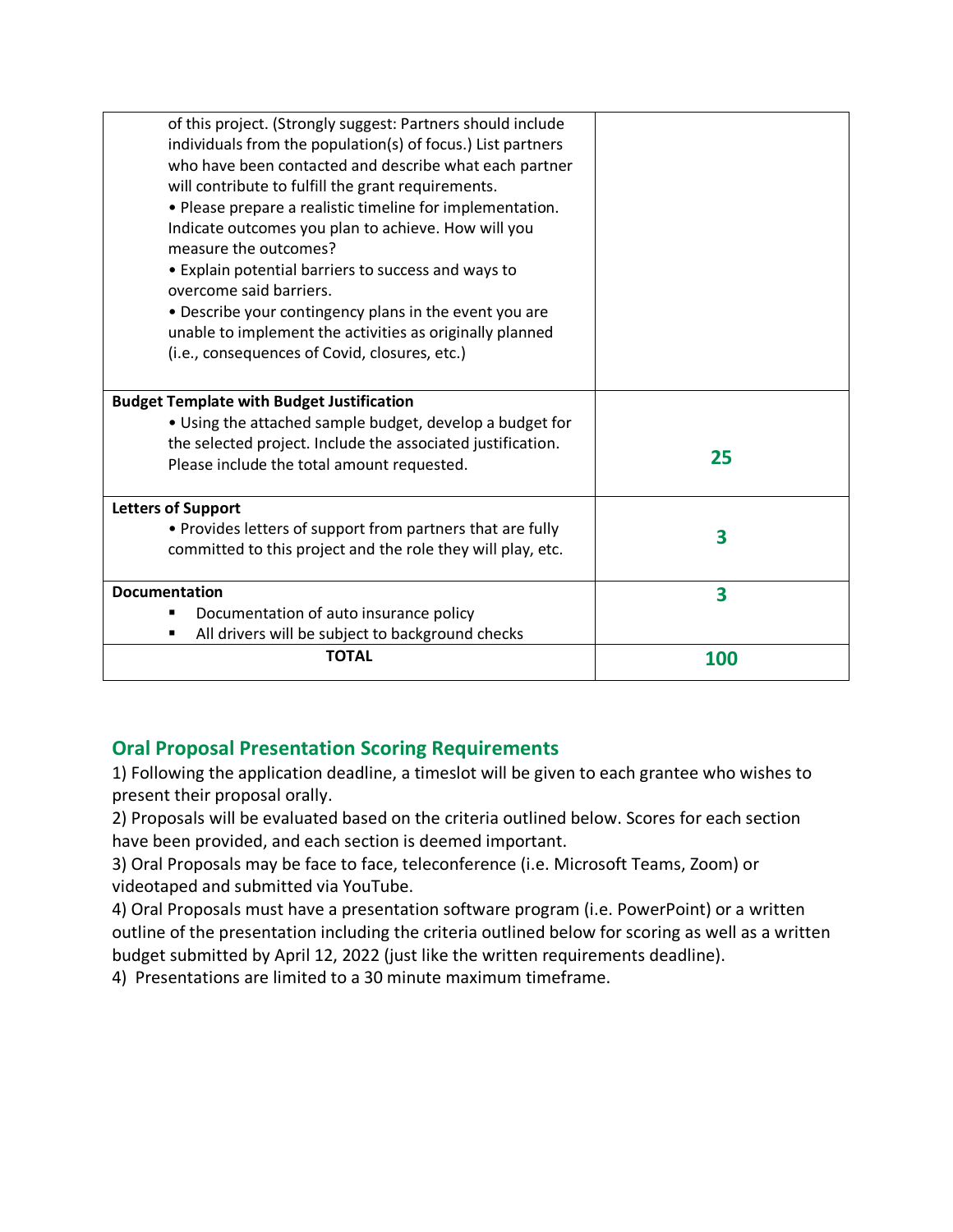| | |
|---|---|
| of this project. (Strongly suggest: Partners should include individuals from the population(s) of focus.) List partners who have been contacted and describe what each partner will contribute to fulfill the grant requirements.<br>• Please prepare a realistic timeline for implementation. Indicate outcomes you plan to achieve. How will you measure the outcomes?<br>• Explain potential barriers to success and ways to overcome said barriers.<br>• Describe your contingency plans in the event you are unable to implement the activities as originally planned (i.e., consequences of Covid, closures, etc.) | |
| **Budget Template with Budget Justification**<br>• Using the attached sample budget, develop a budget for the selected project. Include the associated justification. Please include the total amount requested. | **25** |
| **Letters of Support**<br>• Provides letters of support from partners that are fully committed to this project and the role they will play, etc. | **3** |
| **Documentation**<br>▪ Documentation of auto insurance policy<br>▪ All drivers will be subject to background checks | **3** |
| **TOTAL** | **100** |

## Oral Proposal Presentation Scoring Requirements

1) Following the application deadline, a timeslot will be given to each grantee who wishes to present their proposal orally.
2) Proposals will be evaluated based on the criteria outlined below. Scores for each section have been provided, and each section is deemed important.
3) Oral Proposals may be face to face, teleconference (i.e. Microsoft Teams, Zoom) or videotaped and submitted via YouTube.
4) Oral Proposals must have a presentation software program (i.e. PowerPoint) or a written outline of the presentation including the criteria outlined below for scoring as well as a written budget submitted by April 12, 2022 (just like the written requirements deadline).
4) Presentations are limited to a 30 minute maximum timeframe.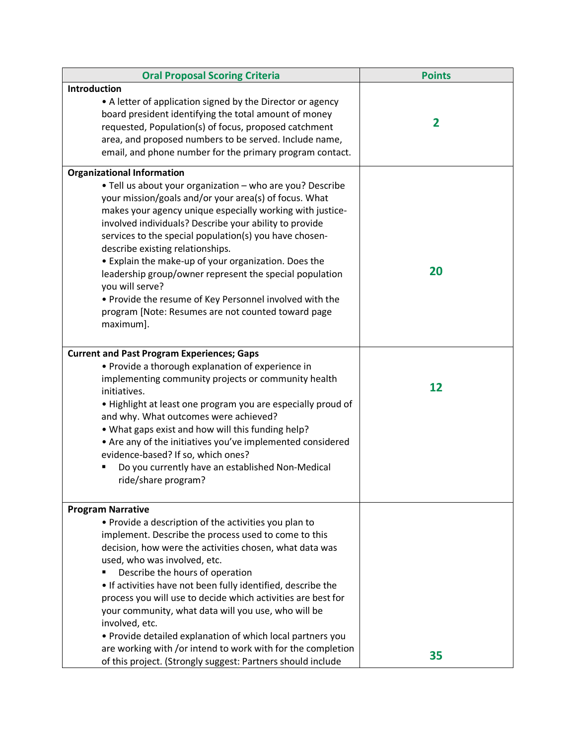| Oral Proposal Scoring Criteria | Points |
|---|---|
| **Introduction**<br>• A letter of application signed by the Director or agency board president identifying the total amount of money requested, Population(s) of focus, proposed catchment area, and proposed numbers to be served. Include name, email, and phone number for the primary program contact. | **2** |
| **Organizational Information**<br>• Tell us about your organization – who are you? Describe your mission/goals and/or your area(s) of focus. What makes your agency unique especially working with justice-involved individuals? Describe your ability to provide services to the special population(s) you have chosen-describe existing relationships.<br>• Explain the make-up of your organization. Does the leadership group/owner represent the special population you will serve?<br>• Provide the resume of Key Personnel involved with the program [Note: Resumes are not counted toward page maximum]. | **20** |
| **Current and Past Program Experiences; Gaps**<br>• Provide a thorough explanation of experience in implementing community projects or community health initiatives.<br>• Highlight at least one program you are especially proud of and why. What outcomes were achieved?<br>• What gaps exist and how will this funding help?<br>• Are any of the initiatives you've implemented considered evidence-based? If so, which ones?<br>▪ Do you currently have an established Non-Medical ride/share program? | **12** |
| **Program Narrative**<br>• Provide a description of the activities you plan to implement. Describe the process used to come to this decision, how were the activities chosen, what data was used, who was involved, etc.<br>▪ Describe the hours of operation<br>• If activities have not been fully identified, describe the process you will use to decide which activities are best for your community, what data will you use, who will be involved, etc.<br>• Provide detailed explanation of which local partners you are working with /or intend to work with for the completion of this project. (Strongly suggest: Partners should include | **35** |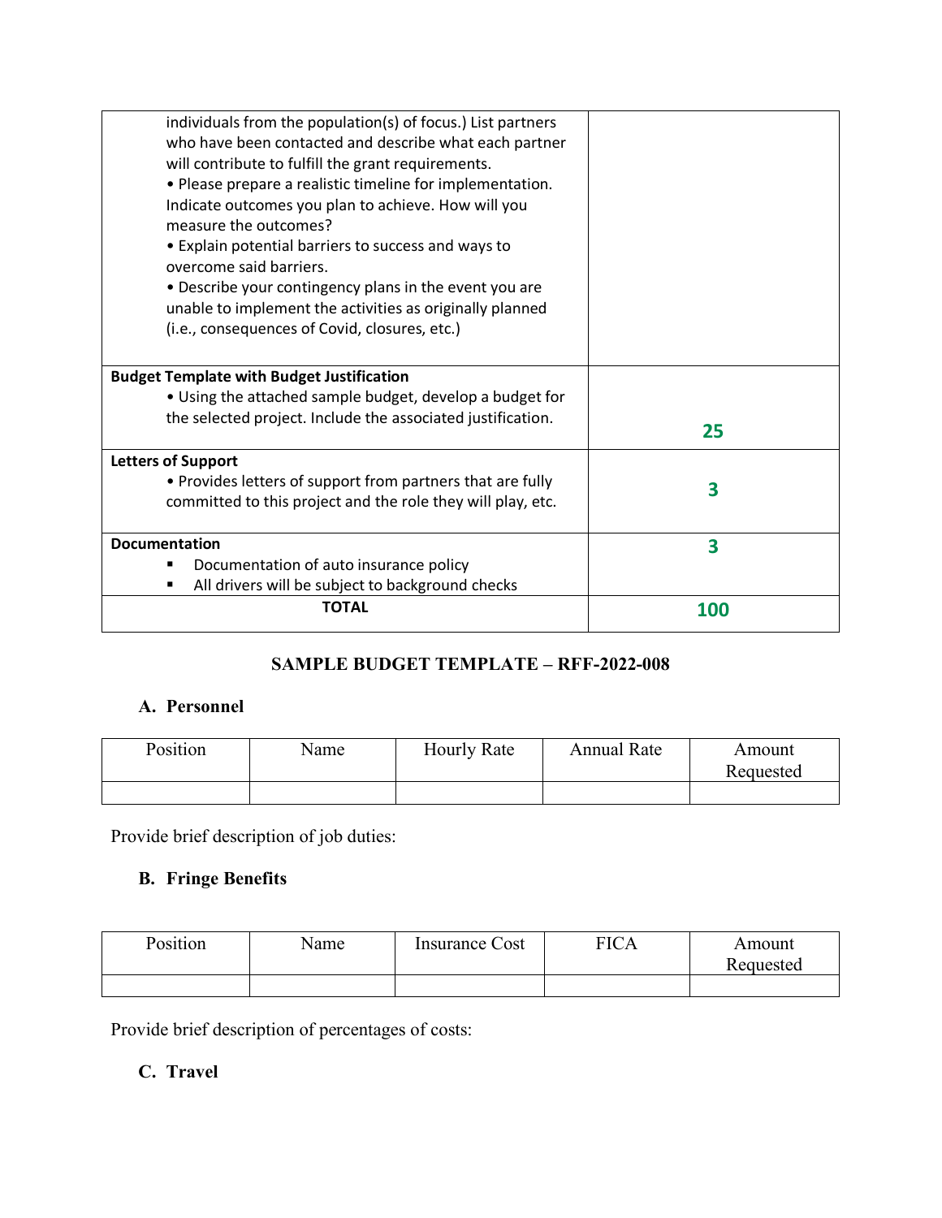| | |
|---|---|
| individuals from the population(s) of focus.) List partners who have been contacted and describe what each partner will contribute to fulfill the grant requirements.<br>• Please prepare a realistic timeline for implementation. Indicate outcomes you plan to achieve. How will you measure the outcomes?<br>• Explain potential barriers to success and ways to overcome said barriers.<br>• Describe your contingency plans in the event you are unable to implement the activities as originally planned (i.e., consequences of Covid, closures, etc.) | |
| **Budget Template with Budget Justification**<br>• Using the attached sample budget, develop a budget for the selected project. Include the associated justification. | **25** |
| **Letters of Support**<br>• Provides letters of support from partners that are fully committed to this project and the role they will play, etc. | **3** |
| **Documentation**<br>▪ Documentation of auto insurance policy<br>▪ All drivers will be subject to background checks | **3** |
| **TOTAL** | **100** |

## SAMPLE BUDGET TEMPLATE – RFF-2022-008

### A. Personnel

| Position | Name | Hourly Rate | Annual Rate | Amount Requested |
|---|---|---|---|---|
| | | | | |

Provide brief description of job duties:

### B. Fringe Benefits

| Position | Name | Insurance Cost | FICA | Amount Requested |
|---|---|---|---|---|
| | | | | |

Provide brief description of percentages of costs:

### C. Travel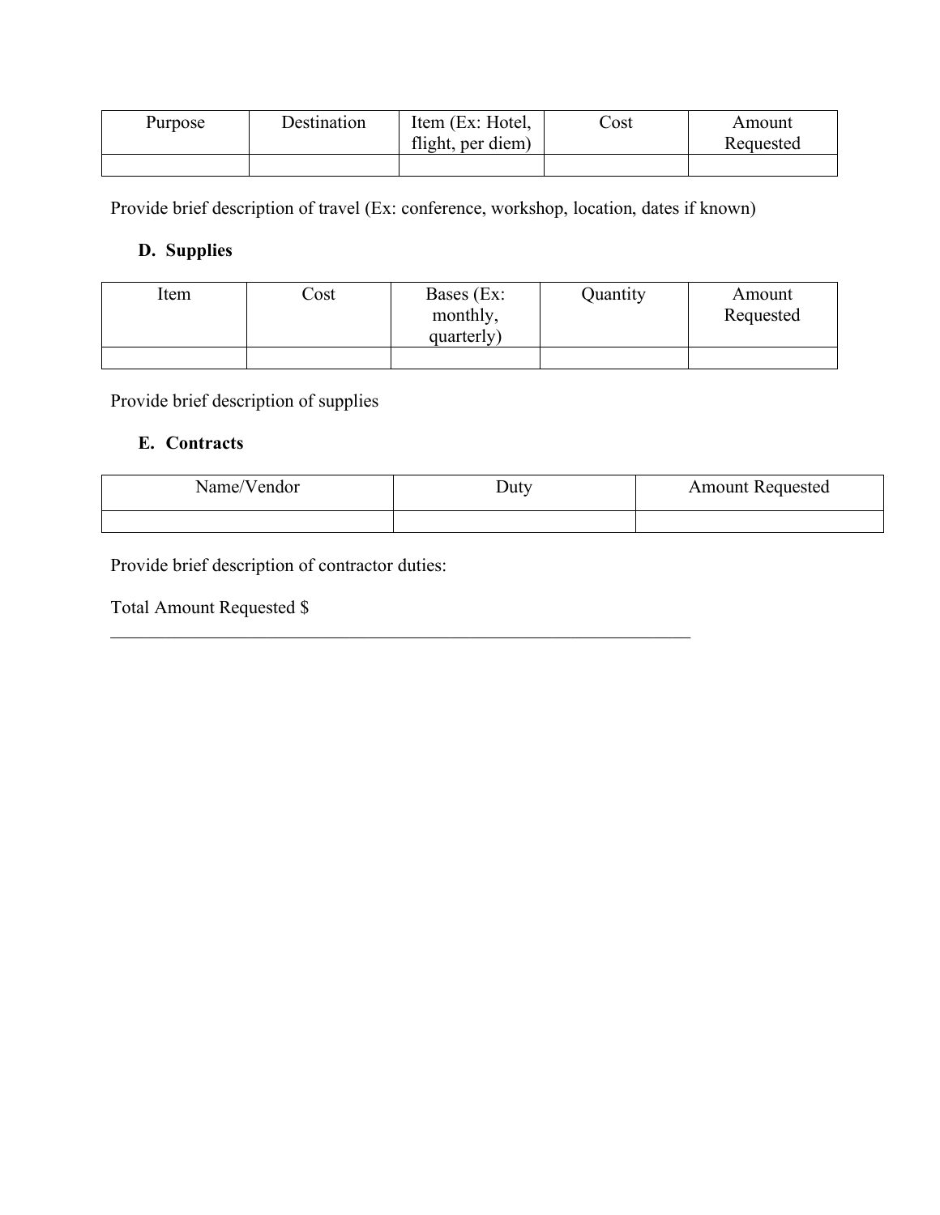| Purpose | Destination | Item (Ex: Hotel, flight, per diem) | Cost | Amount Requested |
| --- | --- | --- | --- | --- |
| | | | | |

Provide brief description of travel (Ex: conference, workshop, location, dates if known)

### D. Supplies

| Item | Cost | Bases (Ex: monthly, quarterly) | Quantity | Amount Requested |
| --- | --- | --- | --- | --- |
| | | | | |

Provide brief description of supplies

### E. Contracts

| Name/Vendor | Duty | Amount Requested |
| --- | --- | --- |
| | | |

Provide brief description of contractor duties:

Total Amount Requested $ ___________________________________________________________________